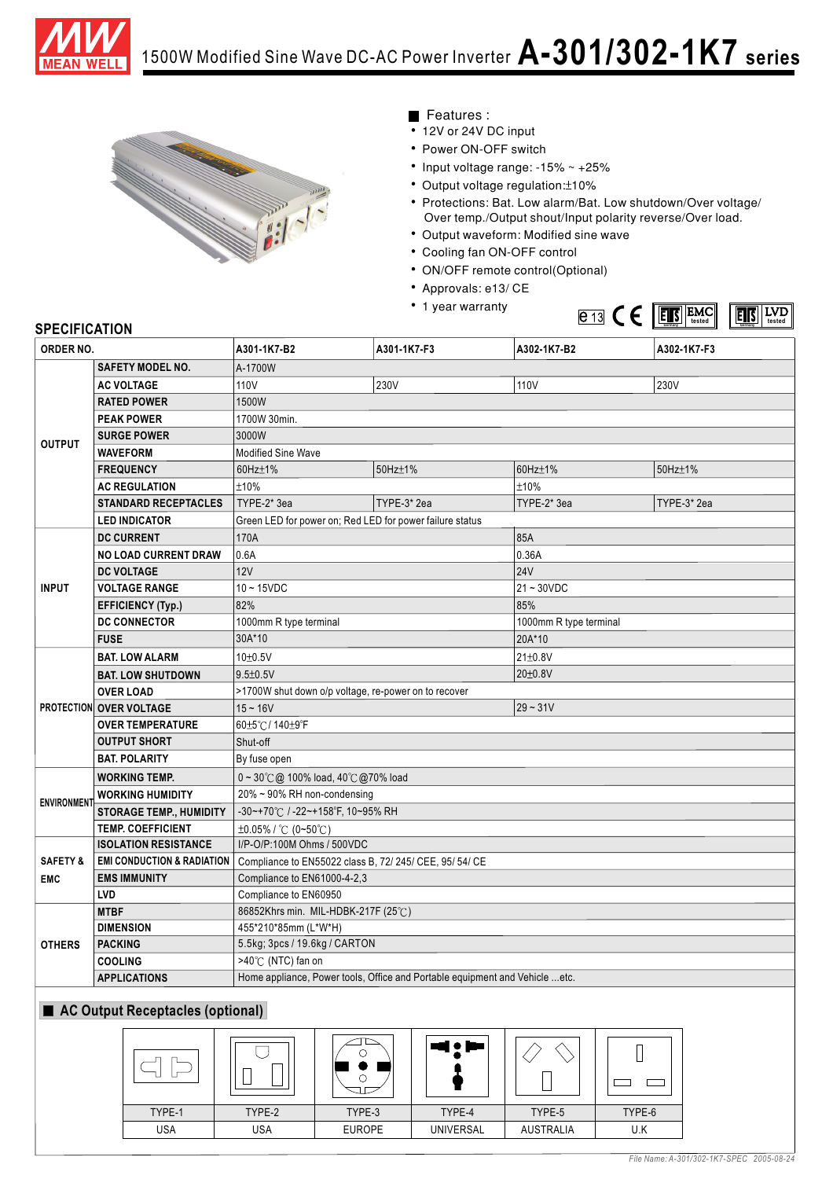# 1500W Modified Sine Wave DC-AC Power Inverter A-301/302-1K7 series

## Features :

- 12V or 24V DC input
- Power ON-OFF switch
- Input voltage range: -15% ~ +25%
- Output voltage regulation:±10%
- Protections: Bat. Low alarm/Bat. Low shutdown/Over voltage/ Over temp./Output shout/Input polarity reverse/Over load.
- Output waveform: Modified sine wave
- Cooling fan ON-OFF control
- ON/OFF remote control(Optional)
- Approvals: e13/ CE
- 1 year warranty

## SPECIFICATION

| ORDER NO. | | A301-1K7-B2 | A301-1K7-F3 | A302-1K7-B2 | A302-1K7-F3 |
|---|---|---|---|---|---|
| OUTPUT | SAFETY MODEL NO. | A-1700W | | | |
| | AC VOLTAGE | 110V | 230V | 110V | 230V |
| | RATED POWER | 1500W | | | |
| | PEAK POWER | 1700W 30min. | | | |
| | SURGE POWER | 3000W | | | |
| | WAVEFORM | Modified Sine Wave | | | |
| | FREQUENCY | 60Hz±1% | 50Hz±1% | 60Hz±1% | 50Hz±1% |
| | AC REGULATION | ±10% | | ±10% | |
| | STANDARD RECEPTACLES | TYPE-2* 3ea | TYPE-3* 2ea | TYPE-2* 3ea | TYPE-3* 2ea |
| | LED INDICATOR | Green LED for power on; Red LED for power failure status | | | |
| INPUT | DC CURRENT | 170A | | 85A | |
| | NO LOAD CURRENT DRAW | 0.6A | | 0.36A | |
| | DC VOLTAGE | 12V | | 24V | |
| | VOLTAGE RANGE | 10 ~ 15VDC | | 21 ~ 30VDC | |
| | EFFICIENCY (Typ.) | 82% | | 85% | |
| | DC CONNECTOR | 1000mm R type terminal | | 1000mm R type terminal | |
| | FUSE | 30A*10 | | 20A*10 | |
| PROTECTION | BAT. LOW ALARM | 10±0.5V | | 21±0.8V | |
| | BAT. LOW SHUTDOWN | 9.5±0.5V | | 20±0.8V | |
| | OVER LOAD | >1700W shut down o/p voltage, re-power on to recover | | | |
| | OVER VOLTAGE | 15 ~ 16V | | 29 ~ 31V | |
| | OVER TEMPERATURE | 60±5℃ / 140±9°F | | | |
| | OUTPUT SHORT | Shut-off | | | |
| | BAT. POLARITY | By fuse open | | | |
| ENVIRONMENT | WORKING TEMP. | 0 ~ 30℃ @ 100% load, 40℃ @70% load | | | |
| | WORKING HUMIDITY | 20% ~ 90% RH non-condensing | | | |
| | STORAGE TEMP., HUMIDITY | -30~+70℃ / -22~+158°F, 10~95% RH | | | |
| | TEMP. COEFFICIENT | ±0.05% / ℃ (0~50℃) | | | |
| SAFETY & EMC | ISOLATION RESISTANCE | I/P-O/P:100M Ohms / 500VDC | | | |
| | EMI CONDUCTION & RADIATION | Compliance to EN55022 class B, 72/ 245/ CEE, 95/ 54/ CE | | | |
| | EMS IMMUNITY | Compliance to EN61000-4-2,3 | | | |
| | LVD | Compliance to EN60950 | | | |
| OTHERS | MTBF | 86852Khrs min. MIL-HDBK-217F (25℃) | | | |
| | DIMENSION | 455*210*85mm (L*W*H) | | | |
| | PACKING | 5.5kg; 3pcs / 19.6kg / CARTON | | | |
| | COOLING | >40℃ (NTC) fan on | | | |
| | APPLICATIONS | Home appliance, Power tools, Office and Portable equipment and Vehicle ...etc. | | | |

## AC Output Receptacles (optional)

| TYPE-1 | TYPE-2 | TYPE-3 | TYPE-4 | TYPE-5 | TYPE-6 |
|---|---|---|---|---|---|
| USA | USA | EUROPE | UNIVERSAL | AUSTRALIA | U.K |

File Name: A-301/302-1K7-SPEC 2005-08-24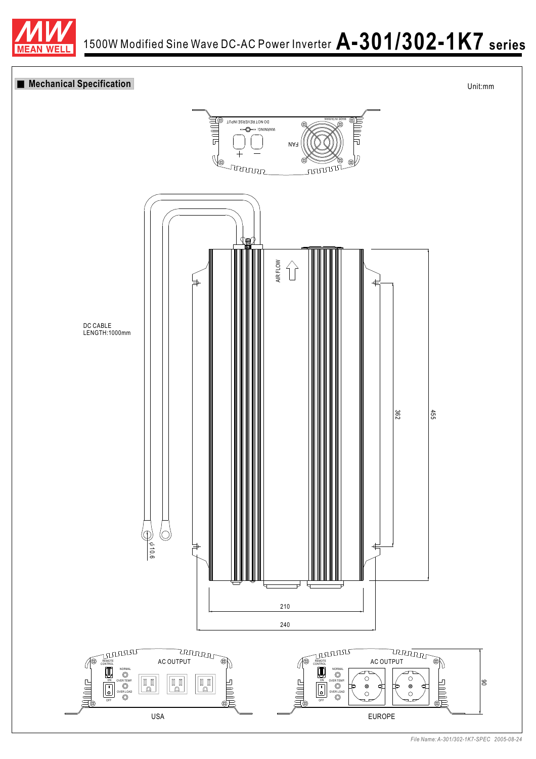## Mechanical Specification

Unit:mm

DO NOT REVERSE INPUT

WARNING:

MADE IN TAIWAN

FAN

\+ −

AIR FLOW

DC CABLE
LENGTH:1000mm

φ10.6

362

455

210

240

REMOTE CONTROL

AC OUTPUT

NORMAL

OVER TEMP.

OVER LOAD

ON

OFF

USA

EUROPE

90

*File Name: A-301/302-1K7-SPEC 2005-08-24*